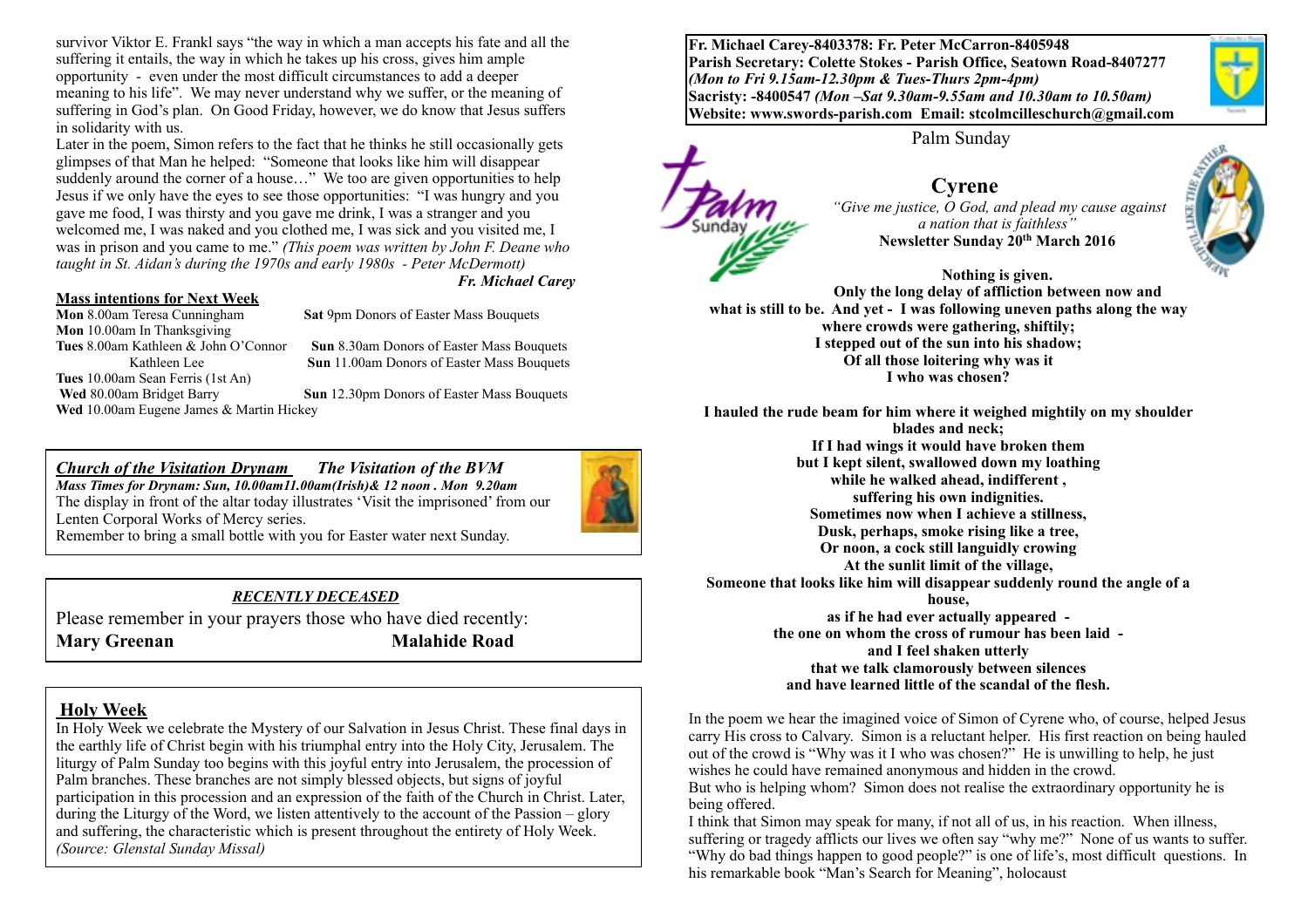**Fr. Michael Carey-8403378: Fr. Peter McCarron-8405948**
**Parish Secretary: Colette Stokes - Parish Office, Seatown Road-8407277**
***(Mon to Fri 9.15am-12.30pm & Tues-Thurs 2pm-4pm)***
**Sacristy: -8400547** ***(Mon –Sat 9.30am-9.55am and 10.30am to 10.50am)***
**Website: www.swords-parish.com Email: stcolmcilleschurch@gmail.com**

Palm Sunday

# Cyrene

*"Give me justice, O God, and plead my cause against a nation that is faithless"*
**Newsletter Sunday 20th March 2016**

**Nothing is given.**
**Only the long delay of affliction between now and what is still to be. And yet - I was following uneven paths along the way where crowds were gathering, shiftily;**
**I stepped out of the sun into his shadow;**
**Of all those loitering why was it**
**I who was chosen?**

**I hauled the rude beam for him where it weighed mightily on my shoulder blades and neck;**
**If I had wings it would have broken them**
**but I kept silent, swallowed down my loathing**
**while he walked ahead, indifferent ,**
**suffering his own indignities.**
**Sometimes now when I achieve a stillness,**
**Dusk, perhaps, smoke rising like a tree,**
**Or noon, a cock still languidly crowing**
**At the sunlit limit of the village,**
**Someone that looks like him will disappear suddenly round the angle of a house,**
**as if he had ever actually appeared -**
**the one on whom the cross of rumour has been laid -**
**and I feel shaken utterly**
**that we talk clamorously between silences**
**and have learned little of the scandal of the flesh.**

In the poem we hear the imagined voice of Simon of Cyrene who, of course, helped Jesus carry His cross to Calvary. Simon is a reluctant helper. His first reaction on being hauled out of the crowd is "Why was it I who was chosen?" He is unwilling to help, he just wishes he could have remained anonymous and hidden in the crowd.
But who is helping whom? Simon does not realise the extraordinary opportunity he is being offered.
I think that Simon may speak for many, if not all of us, in his reaction. When illness, suffering or tragedy afflicts our lives we often say "why me?" None of us wants to suffer. "Why do bad things happen to good people?" is one of life's, most difficult questions. In his remarkable book "Man's Search for Meaning", holocaust survivor Viktor E. Frankl says "the way in which a man accepts his fate and all the suffering it entails, the way in which he takes up his cross, gives him ample opportunity - even under the most difficult circumstances to add a deeper meaning to his life". We may never understand why we suffer, or the meaning of suffering in God's plan. On Good Friday, however, we do know that Jesus suffers in solidarity with us.
Later in the poem, Simon refers to the fact that he thinks he still occasionally gets glimpses of that Man he helped: "Someone that looks like him will disappear suddenly around the corner of a house…" We too are given opportunities to help Jesus if we only have the eyes to see those opportunities: "I was hungry and you gave me food, I was thirsty and you gave me drink, I was a stranger and you welcomed me, I was naked and you clothed me, I was sick and you visited me, I was in prison and you came to me." *(This poem was written by John F. Deane who taught in St. Aidan's during the 1970s and early 1980s - Peter McDermott)*

***Fr. Michael Carey***

## Mass intentions for Next Week

**Mon** 8.00am Teresa Cunningham
**Mon** 10.00am In Thanksgiving
**Tues** 8.00am Kathleen & John O'Connor Kathleen Lee
**Tues** 10.00am Sean Ferris (1st An)
**Wed** 80.00am Bridget Barry
**Wed** 10.00am Eugene James & Martin Hickey
**Sat** 9pm Donors of Easter Mass Bouquets
**Sun** 8.30am Donors of Easter Mass Bouquets
**Sun** 11.00am Donors of Easter Mass Bouquets
**Sun** 12.30pm Donors of Easter Mass Bouquets

***Church of the Visitation Drynam*** ***The Visitation of the BVM***
***Mass Times for Drynam: Sun, 10.00am11.00am(Irish)& 12 noon . Mon 9.20am***
The display in front of the altar today illustrates 'Visit the imprisoned' from our Lenten Corporal Works of Mercy series.
Remember to bring a small bottle with you for Easter water next Sunday.

***RECENTLY DECEASED***

Please remember in your prayers those who have died recently:
**Mary Greenan** **Malahide Road**

## Holy Week

In Holy Week we celebrate the Mystery of our Salvation in Jesus Christ. These final days in the earthly life of Christ begin with his triumphal entry into the Holy City, Jerusalem. The liturgy of Palm Sunday too begins with this joyful entry into Jerusalem, the procession of Palm branches. These branches are not simply blessed objects, but signs of joyful participation in this procession and an expression of the faith of the Church in Christ. Later, during the Liturgy of the Word, we listen attentively to the account of the Passion – glory and suffering, the characteristic which is present throughout the entirety of Holy Week. *(Source: Glenstal Sunday Missal)*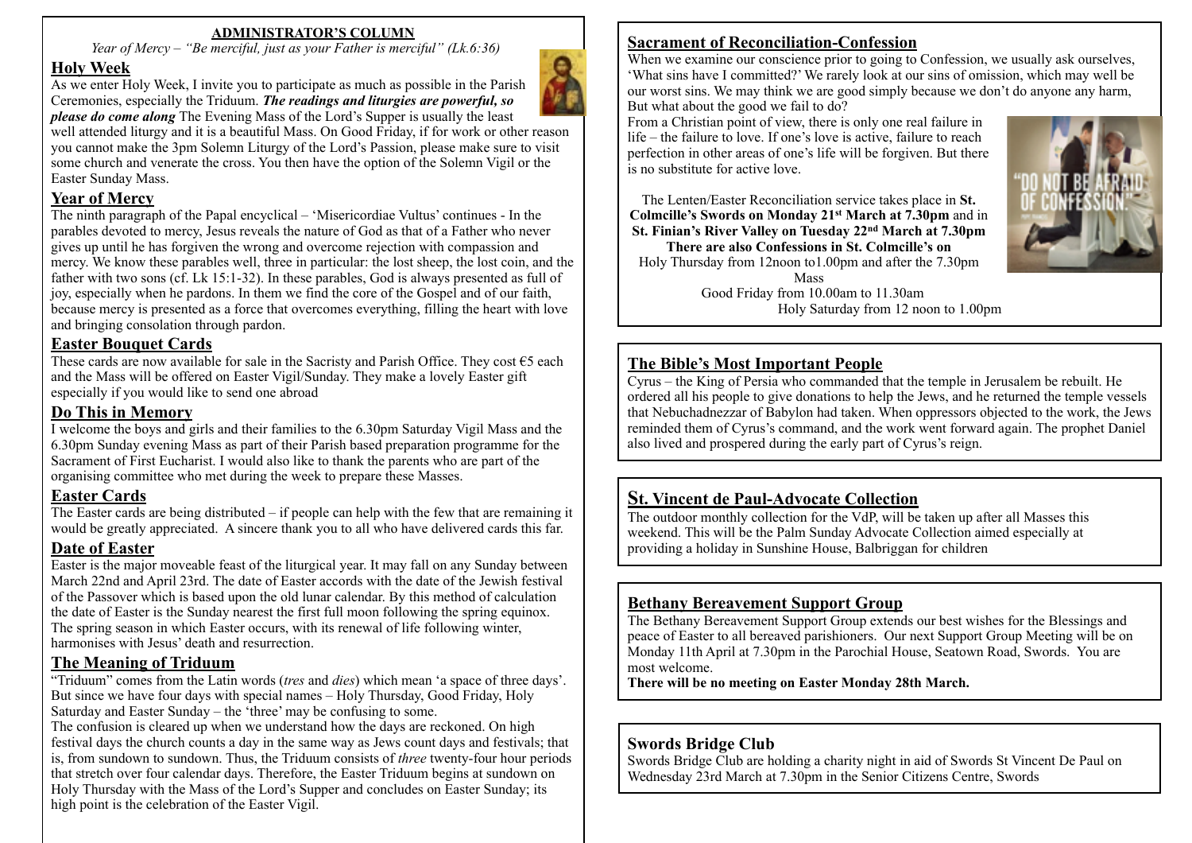**ADMINISTRATOR'S COLUMN**

*Year of Mercy – "Be merciful, just as your Father is merciful" (Lk.6:36)*

## Holy Week

As we enter Holy Week, I invite you to participate as much as possible in the Parish Ceremonies, especially the Triduum. ***The readings and liturgies are powerful, so please do come along*** The Evening Mass of the Lord's Supper is usually the least well attended liturgy and it is a beautiful Mass. On Good Friday, if for work or other reason you cannot make the 3pm Solemn Liturgy of the Lord's Passion, please make sure to visit some church and venerate the cross. You then have the option of the Solemn Vigil or the Easter Sunday Mass.

## Year of Mercy

The ninth paragraph of the Papal encyclical – 'Misericordiae Vultus' continues - In the parables devoted to mercy, Jesus reveals the nature of God as that of a Father who never gives up until he has forgiven the wrong and overcome rejection with compassion and mercy. We know these parables well, three in particular: the lost sheep, the lost coin, and the father with two sons (cf. Lk 15:1-32). In these parables, God is always presented as full of joy, especially when he pardons. In them we find the core of the Gospel and of our faith, because mercy is presented as a force that overcomes everything, filling the heart with love and bringing consolation through pardon.

## Easter Bouquet Cards

These cards are now available for sale in the Sacristy and Parish Office. They cost €5 each and the Mass will be offered on Easter Vigil/Sunday. They make a lovely Easter gift especially if you would like to send one abroad

## Do This in Memory

I welcome the boys and girls and their families to the 6.30pm Saturday Vigil Mass and the 6.30pm Sunday evening Mass as part of their Parish based preparation programme for the Sacrament of First Eucharist. I would also like to thank the parents who are part of the organising committee who met during the week to prepare these Masses.

## Easter Cards

The Easter cards are being distributed – if people can help with the few that are remaining it would be greatly appreciated. A sincere thank you to all who have delivered cards this far.

## Date of Easter

Easter is the major moveable feast of the liturgical year. It may fall on any Sunday between March 22nd and April 23rd. The date of Easter accords with the date of the Jewish festival of the Passover which is based upon the old lunar calendar. By this method of calculation the date of Easter is the Sunday nearest the first full moon following the spring equinox. The spring season in which Easter occurs, with its renewal of life following winter, harmonises with Jesus' death and resurrection.

## The Meaning of Triduum

"Triduum" comes from the Latin words (*tres* and *dies*) which mean 'a space of three days'. But since we have four days with special names – Holy Thursday, Good Friday, Holy Saturday and Easter Sunday – the 'three' may be confusing to some.

The confusion is cleared up when we understand how the days are reckoned. On high festival days the church counts a day in the same way as Jews count days and festivals; that is, from sundown to sundown. Thus, the Triduum consists of *three* twenty-four hour periods that stretch over four calendar days. Therefore, the Easter Triduum begins at sundown on Holy Thursday with the Mass of the Lord's Supper and concludes on Easter Sunday; its high point is the celebration of the Easter Vigil.

## Sacrament of Reconciliation-Confession

When we examine our conscience prior to going to Confession, we usually ask ourselves, 'What sins have I committed?' We rarely look at our sins of omission, which may well be our worst sins. We may think we are good simply because we don't do anyone any harm, But what about the good we fail to do?

From a Christian point of view, there is only one real failure in life – the failure to love. If one's love is active, failure to reach perfection in other areas of one's life will be forgiven. But there is no substitute for active love.

The Lenten/Easter Reconciliation service takes place in **St. Colmcille's Swords on Monday 21st March at 7.30pm** and in **St. Finian's River Valley on Tuesday 22nd March at 7.30pm**

**There are also Confessions in St. Colmcille's on**

Holy Thursday from 12noon to1.00pm and after the 7.30pm Mass

Good Friday from 10.00am to 11.30am

Holy Saturday from 12 noon to 1.00pm

## The Bible's Most Important People

Cyrus – the King of Persia who commanded that the temple in Jerusalem be rebuilt. He ordered all his people to give donations to help the Jews, and he returned the temple vessels that Nebuchadnezzar of Babylon had taken. When oppressors objected to the work, the Jews reminded them of Cyrus's command, and the work went forward again. The prophet Daniel also lived and prospered during the early part of Cyrus's reign.

## St. Vincent de Paul-Advocate Collection

The outdoor monthly collection for the VdP, will be taken up after all Masses this weekend. This will be the Palm Sunday Advocate Collection aimed especially at providing a holiday in Sunshine House, Balbriggan for children

## Bethany Bereavement Support Group

The Bethany Bereavement Support Group extends our best wishes for the Blessings and peace of Easter to all bereaved parishioners. Our next Support Group Meeting will be on Monday 11th April at 7.30pm in the Parochial House, Seatown Road, Swords. You are most welcome.

**There will be no meeting on Easter Monday 28th March.**

## Swords Bridge Club

Swords Bridge Club are holding a charity night in aid of Swords St Vincent De Paul on Wednesday 23rd March at 7.30pm in the Senior Citizens Centre, Swords